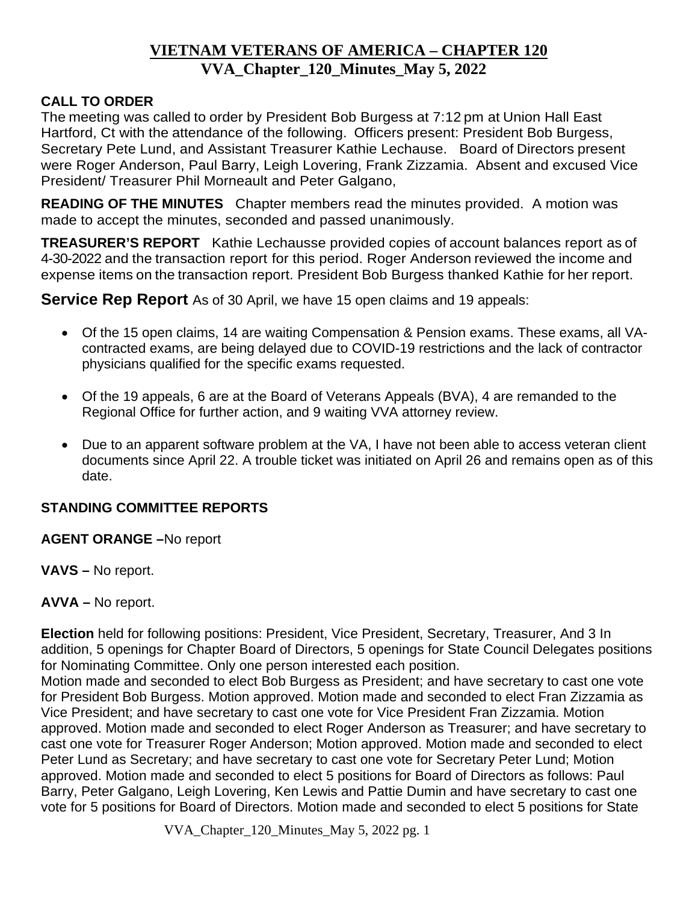# VIETNAM VETERANS OF AMERICA – CHAPTER 120

## VVA_Chapter_120_Minutes_May 5, 2022

**CALL TO ORDER**

The meeting was called to order by President Bob Burgess at 7:12 pm at Union Hall East Hartford, Ct with the attendance of the following. Officers present: President Bob Burgess, Secretary Pete Lund, and Assistant Treasurer Kathie Lechause. Board of Directors present were Roger Anderson, Paul Barry, Leigh Lovering, Frank Zizzamia. Absent and excused Vice President/ Treasurer Phil Morneault and Peter Galgano,

**READING OF THE MINUTES** Chapter members read the minutes provided. A motion was made to accept the minutes, seconded and passed unanimously.

**TREASURER'S REPORT** Kathie Lechausse provided copies of account balances report as of 4-30-2022 and the transaction report for this period. Roger Anderson reviewed the income and expense items on the transaction report. President Bob Burgess thanked Kathie for her report.

**Service Rep Report** As of 30 April, we have 15 open claims and 19 appeals:

- Of the 15 open claims, 14 are waiting Compensation & Pension exams. These exams, all VA-contracted exams, are being delayed due to COVID-19 restrictions and the lack of contractor physicians qualified for the specific exams requested.
- Of the 19 appeals, 6 are at the Board of Veterans Appeals (BVA), 4 are remanded to the Regional Office for further action, and 9 waiting VVA attorney review.
- Due to an apparent software problem at the VA, I have not been able to access veteran client documents since April 22. A trouble ticket was initiated on April 26 and remains open as of this date.

**STANDING COMMITTEE REPORTS**

**AGENT ORANGE –**No report

**VAVS –** No report.

**AVVA –** No report.

**Election** held for following positions: President, Vice President, Secretary, Treasurer, And 3 In addition, 5 openings for Chapter Board of Directors, 5 openings for State Council Delegates positions for Nominating Committee. Only one person interested each position.

Motion made and seconded to elect Bob Burgess as President; and have secretary to cast one vote for President Bob Burgess. Motion approved. Motion made and seconded to elect Fran Zizzamia as Vice President; and have secretary to cast one vote for Vice President Fran Zizzamia. Motion approved. Motion made and seconded to elect Roger Anderson as Treasurer; and have secretary to cast one vote for Treasurer Roger Anderson; Motion approved. Motion made and seconded to elect Peter Lund as Secretary; and have secretary to cast one vote for Secretary Peter Lund; Motion approved. Motion made and seconded to elect 5 positions for Board of Directors as follows: Paul Barry, Peter Galgano, Leigh Lovering, Ken Lewis and Pattie Dumin and have secretary to cast one vote for 5 positions for Board of Directors. Motion made and seconded to elect 5 positions for State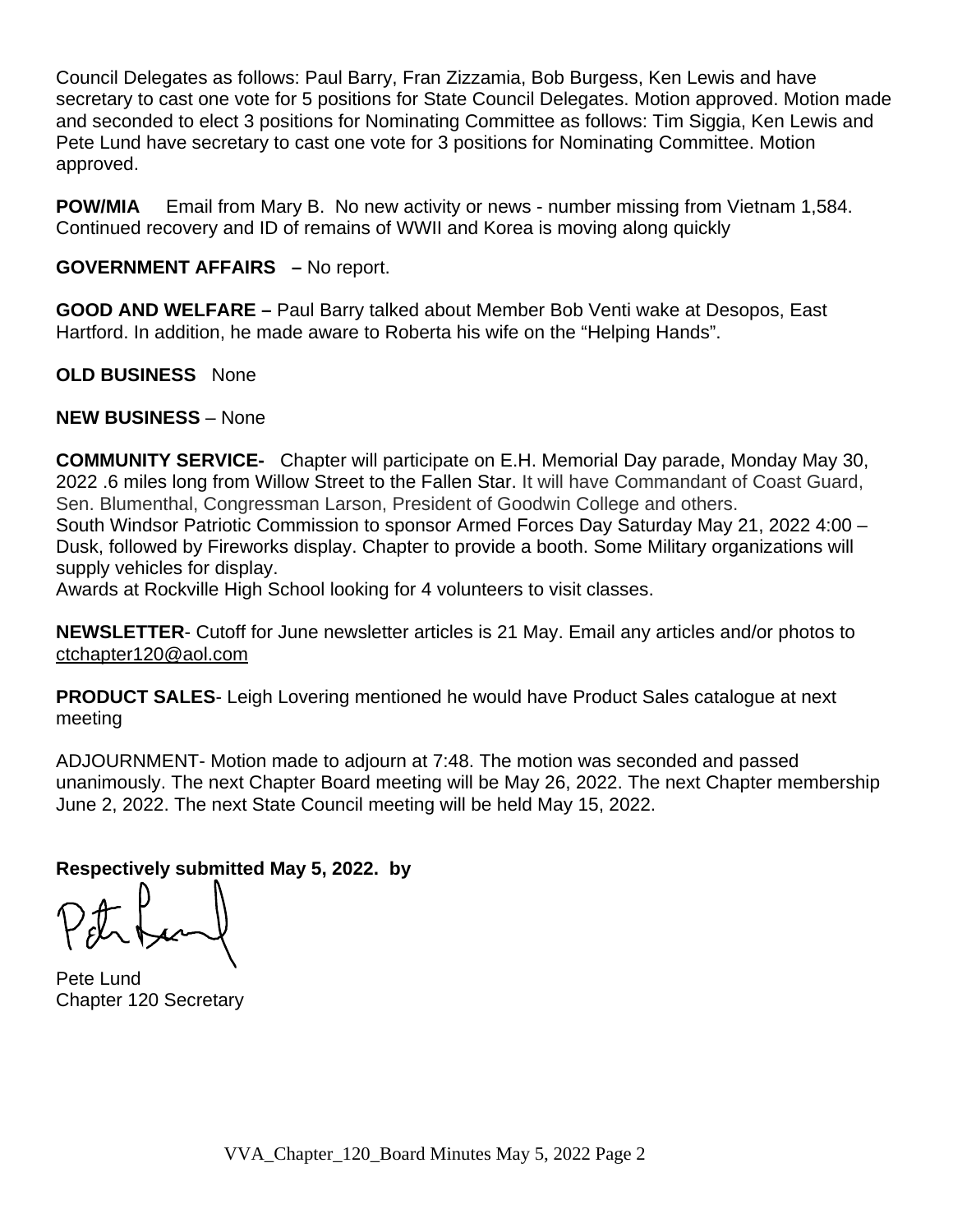Council Delegates as follows: Paul Barry, Fran Zizzamia, Bob Burgess, Ken Lewis and have secretary to cast one vote for 5 positions for State Council Delegates. Motion approved. Motion made and seconded to elect 3 positions for Nominating Committee as follows: Tim Siggia, Ken Lewis and Pete Lund have secretary to cast one vote for 3 positions for Nominating Committee. Motion approved.

**POW/MIA** Email from Mary B. No new activity or news - number missing from Vietnam 1,584. Continued recovery and ID of remains of WWII and Korea is moving along quickly

**GOVERNMENT AFFAIRS –** No report.

**GOOD AND WELFARE –** Paul Barry talked about Member Bob Venti wake at Desopos, East Hartford. In addition, he made aware to Roberta his wife on the "Helping Hands".

**OLD BUSINESS** None

**NEW BUSINESS** – None

**COMMUNITY SERVICE-** Chapter will participate on E.H. Memorial Day parade, Monday May 30, 2022 .6 miles long from Willow Street to the Fallen Star. It will have Commandant of Coast Guard, Sen. Blumenthal, Congressman Larson, President of Goodwin College and others.
South Windsor Patriotic Commission to sponsor Armed Forces Day Saturday May 21, 2022 4:00 – Dusk, followed by Fireworks display. Chapter to provide a booth. Some Military organizations will supply vehicles for display.
Awards at Rockville High School looking for 4 volunteers to visit classes.

**NEWSLETTER**- Cutoff for June newsletter articles is 21 May. Email any articles and/or photos to ctchapter120@aol.com

**PRODUCT SALES**- Leigh Lovering mentioned he would have Product Sales catalogue at next meeting

ADJOURNMENT- Motion made to adjourn at 7:48. The motion was seconded and passed unanimously. The next Chapter Board meeting will be May 26, 2022. The next Chapter membership June 2, 2022. The next State Council meeting will be held May 15, 2022.

**Respectively submitted May 5, 2022. by**

Pete Lund
Chapter 120 Secretary